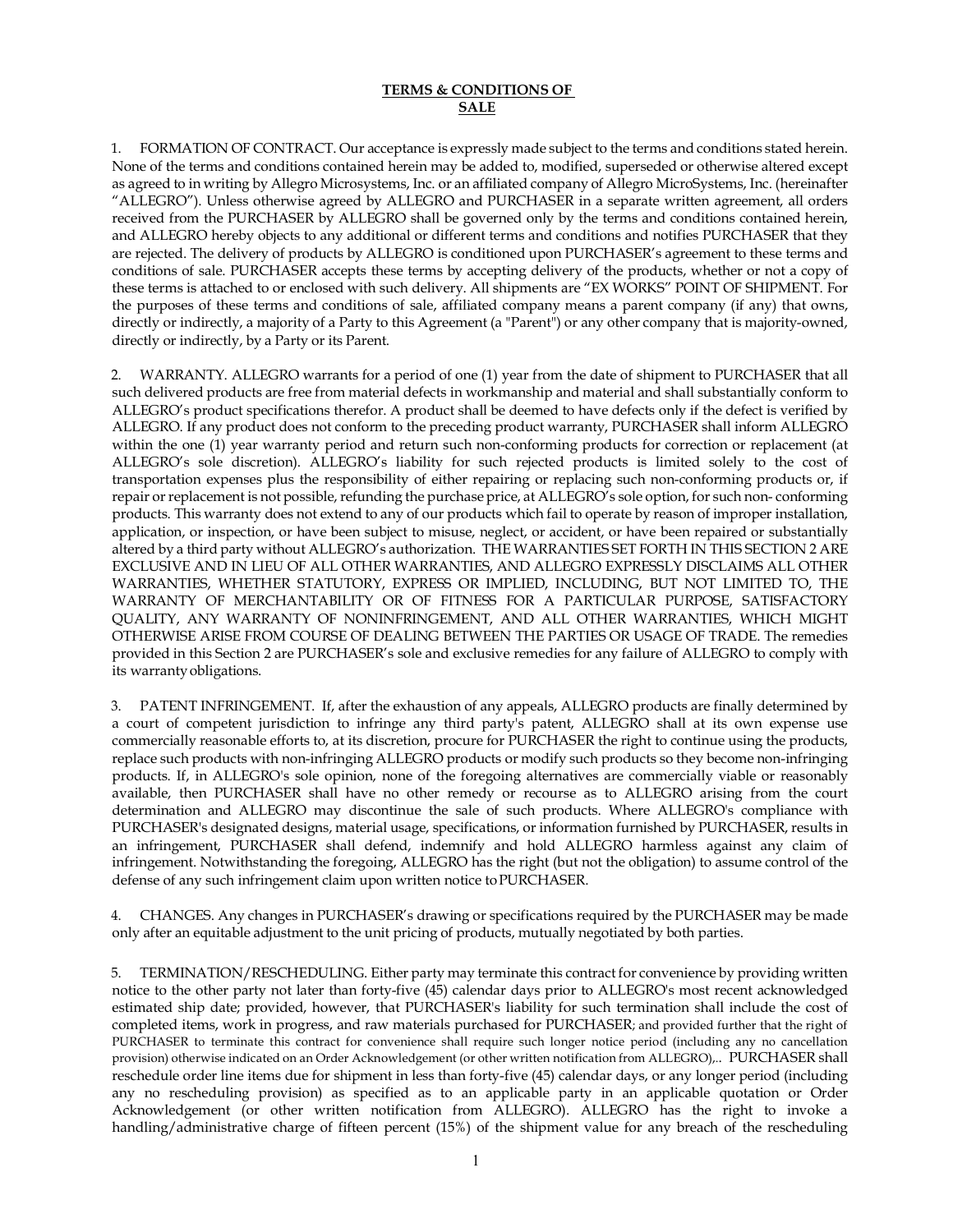# TERMS & CONDITIONS OF SALE

1. FORMATION OF CONTRACT. Our acceptance is expressly made subject to the terms and conditions stated herein. None of the terms and conditions contained herein may be added to, modified, superseded or otherwise altered except as agreed to in writing by Allegro Microsystems, Inc. or an affiliated company of Allegro MicroSystems, Inc. (hereinafter "ALLEGRO"). Unless otherwise agreed by ALLEGRO and PURCHASER in a separate written agreement, all orders received from the PURCHASER by ALLEGRO shall be governed only by the terms and conditions contained herein, and ALLEGRO hereby objects to any additional or different terms and conditions and notifies PURCHASER that they are rejected. The delivery of products by ALLEGRO is conditioned upon PURCHASER's agreement to these terms and conditions of sale. PURCHASER accepts these terms by accepting delivery of the products, whether or not a copy of these terms is attached to or enclosed with such delivery. All shipments are "EX WORKS" POINT OF SHIPMENT. For the purposes of these terms and conditions of sale, affiliated company means a parent company (if any) that owns, directly or indirectly, a majority of a Party to this Agreement (a "Parent") or any other company that is majority-owned, directly or indirectly, by a Party or its Parent.

2. WARRANTY. ALLEGRO warrants for a period of one (1) year from the date of shipment to PURCHASER that all such delivered products are free from material defects in workmanship and material and shall substantially conform to ALLEGRO's product specifications therefor. A product shall be deemed to have defects only if the defect is verified by ALLEGRO. If any product does not conform to the preceding product warranty, PURCHASER shall inform ALLEGRO within the one (1) year warranty period and return such non-conforming products for correction or replacement (at ALLEGRO's sole discretion). ALLEGRO's liability for such rejected products is limited solely to the cost of transportation expenses plus the responsibility of either repairing or replacing such non-conforming products or, if repair or replacement is not possible, refunding the purchase price, at ALLEGRO's sole option, for such non- conforming products. This warranty does not extend to any of our products which fail to operate by reason of improper installation, application, or inspection, or have been subject to misuse, neglect, or accident, or have been repaired or substantially altered by a third party without ALLEGRO's authorization. THE WARRANTIES SET FORTH IN THIS SECTION 2 ARE EXCLUSIVE AND IN LIEU OF ALL OTHER WARRANTIES, AND ALLEGRO EXPRESSLY DISCLAIMS ALL OTHER WARRANTIES, WHETHER STATUTORY, EXPRESS OR IMPLIED, INCLUDING, BUT NOT LIMITED TO, THE WARRANTY OF MERCHANTABILITY OR OF FITNESS FOR A PARTICULAR PURPOSE, SATISFACTORY QUALITY, ANY WARRANTY OF NONINFRINGEMENT, AND ALL OTHER WARRANTIES, WHICH MIGHT OTHERWISE ARISE FROM COURSE OF DEALING BETWEEN THE PARTIES OR USAGE OF TRADE. The remedies provided in this Section 2 are PURCHASER's sole and exclusive remedies for any failure of ALLEGRO to comply with its warranty obligations.

3. PATENT INFRINGEMENT. If, after the exhaustion of any appeals, ALLEGRO products are finally determined by a court of competent jurisdiction to infringe any third party's patent, ALLEGRO shall at its own expense use commercially reasonable efforts to, at its discretion, procure for PURCHASER the right to continue using the products, replace such products with non-infringing ALLEGRO products or modify such products so they become non-infringing products. If, in ALLEGRO's sole opinion, none of the foregoing alternatives are commercially viable or reasonably available, then PURCHASER shall have no other remedy or recourse as to ALLEGRO arising from the court determination and ALLEGRO may discontinue the sale of such products. Where ALLEGRO's compliance with PURCHASER's designated designs, material usage, specifications, or information furnished by PURCHASER, results in an infringement, PURCHASER shall defend, indemnify and hold ALLEGRO harmless against any claim of infringement. Notwithstanding the foregoing, ALLEGRO has the right (but not the obligation) to assume control of the defense of any such infringement claim upon written notice to PURCHASER.

4. CHANGES. Any changes in PURCHASER's drawing or specifications required by the PURCHASER may be made only after an equitable adjustment to the unit pricing of products, mutually negotiated by both parties.

5. TERMINATION/RESCHEDULING. Either party may terminate this contract for convenience by providing written notice to the other party not later than forty-five (45) calendar days prior to ALLEGRO's most recent acknowledged estimated ship date; provided, however, that PURCHASER's liability for such termination shall include the cost of completed items, work in progress, and raw materials purchased for PURCHASER; and provided further that the right of PURCHASER to terminate this contract for convenience shall require such longer notice period (including any no cancellation provision) otherwise indicated on an Order Acknowledgement (or other written notification from ALLEGRO),.. PURCHASER shall reschedule order line items due for shipment in less than forty-five (45) calendar days, or any longer period (including any no rescheduling provision) as specified as to an applicable party in an applicable quotation or Order Acknowledgement (or other written notification from ALLEGRO). ALLEGRO has the right to invoke a handling/administrative charge of fifteen percent (15%) of the shipment value for any breach of the rescheduling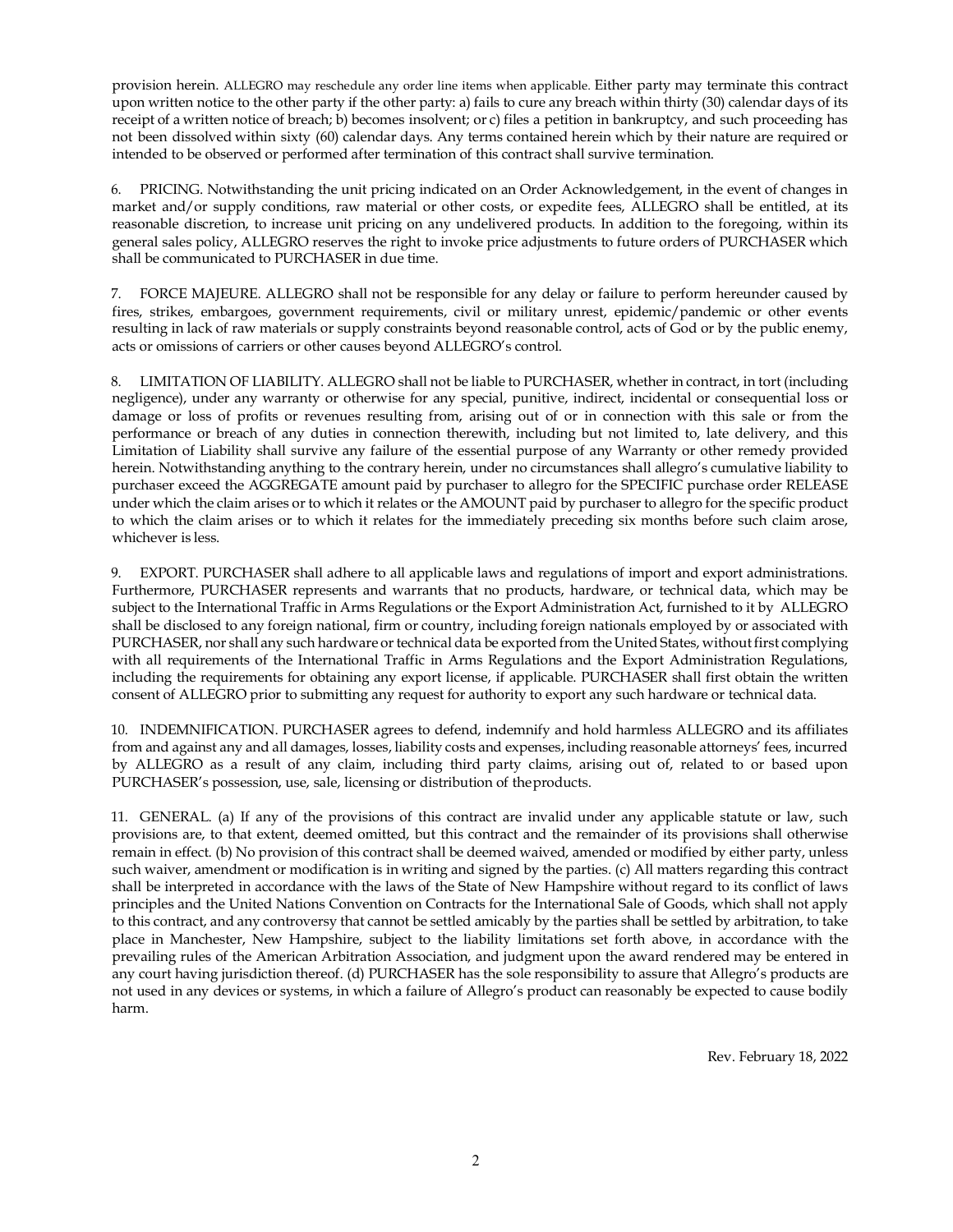provision herein. ALLEGRO may reschedule any order line items when applicable. Either party may terminate this contract upon written notice to the other party if the other party: a) fails to cure any breach within thirty (30) calendar days of its receipt of a written notice of breach; b) becomes insolvent; or c) files a petition in bankruptcy, and such proceeding has not been dissolved within sixty (60) calendar days. Any terms contained herein which by their nature are required or intended to be observed or performed after termination of this contract shall survive termination.

6. PRICING. Notwithstanding the unit pricing indicated on an Order Acknowledgement, in the event of changes in market and/or supply conditions, raw material or other costs, or expedite fees, ALLEGRO shall be entitled, at its reasonable discretion, to increase unit pricing on any undelivered products. In addition to the foregoing, within its general sales policy, ALLEGRO reserves the right to invoke price adjustments to future orders of PURCHASER which shall be communicated to PURCHASER in due time.

7. FORCE MAJEURE. ALLEGRO shall not be responsible for any delay or failure to perform hereunder caused by fires, strikes, embargoes, government requirements, civil or military unrest, epidemic/pandemic or other events resulting in lack of raw materials or supply constraints beyond reasonable control, acts of God or by the public enemy, acts or omissions of carriers or other causes beyond ALLEGRO's control.

8. LIMITATION OF LIABILITY. ALLEGRO shall not be liable to PURCHASER, whether in contract, in tort (including negligence), under any warranty or otherwise for any special, punitive, indirect, incidental or consequential loss or damage or loss of profits or revenues resulting from, arising out of or in connection with this sale or from the performance or breach of any duties in connection therewith, including but not limited to, late delivery, and this Limitation of Liability shall survive any failure of the essential purpose of any Warranty or other remedy provided herein. Notwithstanding anything to the contrary herein, under no circumstances shall allegro's cumulative liability to purchaser exceed the AGGREGATE amount paid by purchaser to allegro for the SPECIFIC purchase order RELEASE under which the claim arises or to which it relates or the AMOUNT paid by purchaser to allegro for the specific product to which the claim arises or to which it relates for the immediately preceding six months before such claim arose, whichever is less.

9. EXPORT. PURCHASER shall adhere to all applicable laws and regulations of import and export administrations. Furthermore, PURCHASER represents and warrants that no products, hardware, or technical data, which may be subject to the International Traffic in Arms Regulations or the Export Administration Act, furnished to it by ALLEGRO shall be disclosed to any foreign national, firm or country, including foreign nationals employed by or associated with PURCHASER, nor shall any such hardware or technical data be exported from the United States, without first complying with all requirements of the International Traffic in Arms Regulations and the Export Administration Regulations, including the requirements for obtaining any export license, if applicable. PURCHASER shall first obtain the written consent of ALLEGRO prior to submitting any request for authority to export any such hardware or technical data.

10. INDEMNIFICATION. PURCHASER agrees to defend, indemnify and hold harmless ALLEGRO and its affiliates from and against any and all damages, losses, liability costs and expenses, including reasonable attorneys' fees, incurred by ALLEGRO as a result of any claim, including third party claims, arising out of, related to or based upon PURCHASER's possession, use, sale, licensing or distribution of the products.

11. GENERAL. (a) If any of the provisions of this contract are invalid under any applicable statute or law, such provisions are, to that extent, deemed omitted, but this contract and the remainder of its provisions shall otherwise remain in effect. (b) No provision of this contract shall be deemed waived, amended or modified by either party, unless such waiver, amendment or modification is in writing and signed by the parties. (c) All matters regarding this contract shall be interpreted in accordance with the laws of the State of New Hampshire without regard to its conflict of laws principles and the United Nations Convention on Contracts for the International Sale of Goods, which shall not apply to this contract, and any controversy that cannot be settled amicably by the parties shall be settled by arbitration, to take place in Manchester, New Hampshire, subject to the liability limitations set forth above, in accordance with the prevailing rules of the American Arbitration Association, and judgment upon the award rendered may be entered in any court having jurisdiction thereof. (d) PURCHASER has the sole responsibility to assure that Allegro's products are not used in any devices or systems, in which a failure of Allegro's product can reasonably be expected to cause bodily harm.

Rev. February 18, 2022